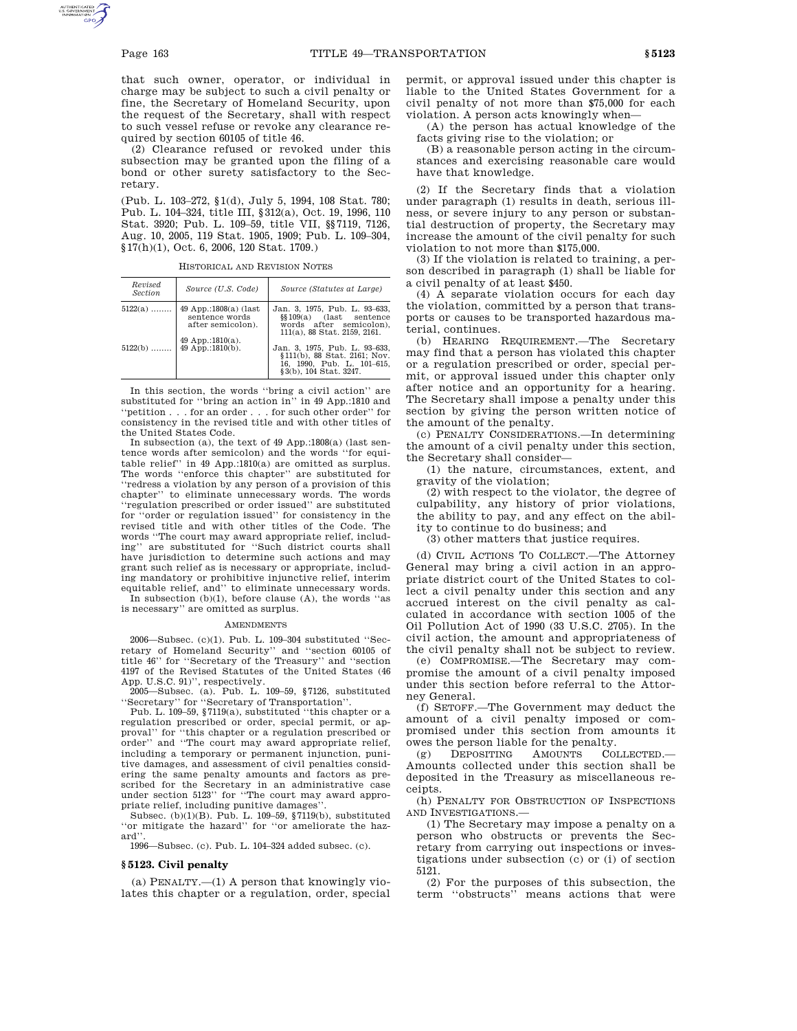that such owner, operator, or individual in charge may be subject to such a civil penalty or fine, the Secretary of Homeland Security, upon the request of the Secretary, shall with respect to such vessel refuse or revoke any clearance required by section 60105 of title 46.

(2) Clearance refused or revoked under this subsection may be granted upon the filing of a bond or other surety satisfactory to the Secretary.

(Pub. L. 103–272, §1(d), July 5, 1994, 108 Stat. 780; Pub. L. 104–324, title III, §312(a), Oct. 19, 1996, 110 Stat. 3920; Pub. L. 109–59, title VII, §§7119, 7126, Aug. 10, 2005, 119 Stat. 1905, 1909; Pub. L. 109–304, §17(h)(1), Oct. 6, 2006, 120 Stat. 1709.)

HISTORICAL AND REVISION NOTES

| Revised Section | Source (U.S. Code) | Source (Statutes at Large) |
|---|---|---|
| 5122(a) ........ | 49 App.:1808(a) (last sentence words after semicolon). 49 App.:1810(a). | Jan. 3, 1975, Pub. L. 93–633, §§109(a) (last sentence words after semicolon), 111(a), 88 Stat. 2159, 2161. |
| 5122(b) ........ | 49 App.:1810(b). | Jan. 3, 1975, Pub. L. 93–633, §111(b), 88 Stat. 2161; Nov. 16, 1990, Pub. L. 101–615, §3(b), 104 Stat. 3247. |

In this section, the words "bring a civil action" are substituted for "bring an action in" in 49 App.:1810 and "petition . . . for an order . . . for such other order" for consistency in the revised title and with other titles of the United States Code.

In subsection (a), the text of 49 App.:1808(a) (last sentence words after semicolon) and the words "for equitable relief" in 49 App.:1810(a) are omitted as surplus. The words "enforce this chapter" are substituted for "redress a violation by any person of a provision of this chapter" to eliminate unnecessary words. The words "regulation prescribed or order issued" are substituted for "order or regulation issued" for consistency in the revised title and with other titles of the Code. The words "The court may award appropriate relief, including" are substituted for "Such district courts shall have jurisdiction to determine such actions and may grant such relief as is necessary or appropriate, including mandatory or prohibitive injunctive relief, interim equitable relief, and" to eliminate unnecessary words.

In subsection (b)(1), before clause (A), the words "as is necessary" are omitted as surplus.

AMENDMENTS

2006—Subsec. (c)(1). Pub. L. 109–304 substituted "Secretary of Homeland Security" and "section 60105 of title 46" for "Secretary of the Treasury" and "section 4197 of the Revised Statutes of the United States (46 App. U.S.C. 91)", respectively.

2005—Subsec. (a). Pub. L. 109–59, §7126, substituted "Secretary" for "Secretary of Transportation".

Pub. L. 109–59, §7119(a), substituted "this chapter or a regulation prescribed or order, special permit, or approval" for "this chapter or a regulation prescribed or order" and "The court may award appropriate relief, including a temporary or permanent injunction, punitive damages, and assessment of civil penalties considering the same penalty amounts and factors as prescribed for the Secretary in an administrative case under section 5123" for "The court may award appropriate relief, including punitive damages".

Subsec. (b)(1)(B). Pub. L. 109–59, §7119(b), substituted "or mitigate the hazard" for "or ameliorate the hazard".

1996—Subsec. (c). Pub. L. 104–324 added subsec. (c).

### §5123. Civil penalty

(a) PENALTY.—(1) A person that knowingly violates this chapter or a regulation, order, special permit, or approval issued under this chapter is liable to the United States Government for a civil penalty of not more than $75,000 for each violation. A person acts knowingly when—

(A) the person has actual knowledge of the facts giving rise to the violation; or

(B) a reasonable person acting in the circumstances and exercising reasonable care would have that knowledge.

(2) If the Secretary finds that a violation under paragraph (1) results in death, serious illness, or severe injury to any person or substantial destruction of property, the Secretary may increase the amount of the civil penalty for such violation to not more than $175,000.

(3) If the violation is related to training, a person described in paragraph (1) shall be liable for a civil penalty of at least $450.

(4) A separate violation occurs for each day the violation, committed by a person that transports or causes to be transported hazardous material, continues.

(b) HEARING REQUIREMENT.—The Secretary may find that a person has violated this chapter or a regulation prescribed or order, special permit, or approval issued under this chapter only after notice and an opportunity for a hearing. The Secretary shall impose a penalty under this section by giving the person written notice of the amount of the penalty.

(c) PENALTY CONSIDERATIONS.—In determining the amount of a civil penalty under this section, the Secretary shall consider—

(1) the nature, circumstances, extent, and gravity of the violation;

(2) with respect to the violator, the degree of culpability, any history of prior violations, the ability to pay, and any effect on the ability to continue to do business; and

(3) other matters that justice requires.

(d) CIVIL ACTIONS TO COLLECT.—The Attorney General may bring a civil action in an appropriate district court of the United States to collect a civil penalty under this section and any accrued interest on the civil penalty as calculated in accordance with section 1005 of the Oil Pollution Act of 1990 (33 U.S.C. 2705). In the civil action, the amount and appropriateness of the civil penalty shall not be subject to review.

(e) COMPROMISE.—The Secretary may compromise the amount of a civil penalty imposed under this section before referral to the Attorney General.

(f) SETOFF.—The Government may deduct the amount of a civil penalty imposed or compromised under this section from amounts it owes the person liable for the penalty.

(g) DEPOSITING AMOUNTS COLLECTED.—Amounts collected under this section shall be deposited in the Treasury as miscellaneous receipts.

(h) PENALTY FOR OBSTRUCTION OF INSPECTIONS AND INVESTIGATIONS.—

(1) The Secretary may impose a penalty on a person who obstructs or prevents the Secretary from carrying out inspections or investigations under subsection (c) or (i) of section 5121.

(2) For the purposes of this subsection, the term "obstructs" means actions that were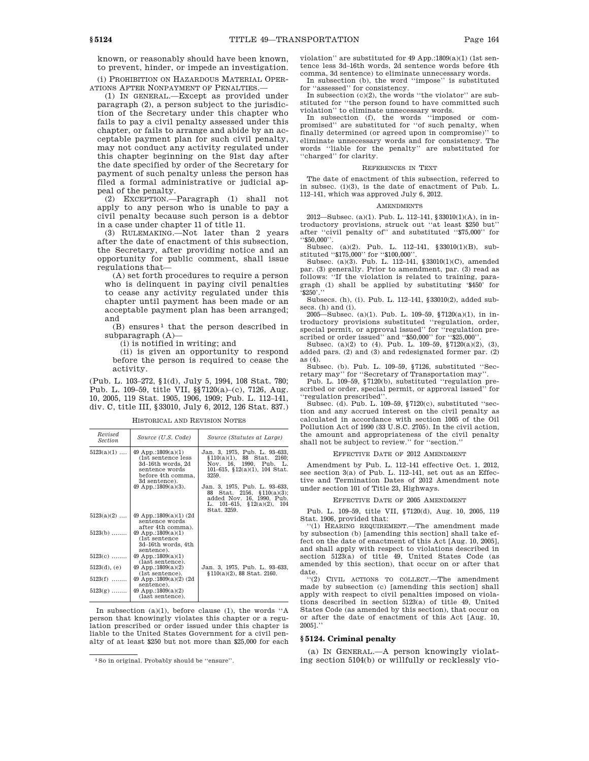known, or reasonably should have been known, to prevent, hinder, or impede an investigation.

(i) PROHIBITION ON HAZARDOUS MATERIAL OPERATIONS AFTER NONPAYMENT OF PENALTIES.—

(1) IN GENERAL.—Except as provided under paragraph (2), a person subject to the jurisdiction of the Secretary under this chapter who fails to pay a civil penalty assessed under this chapter, or fails to arrange and abide by an acceptable payment plan for such civil penalty, may not conduct any activity regulated under this chapter beginning on the 91st day after the date specified by order of the Secretary for payment of such penalty unless the person has filed a formal administrative or judicial appeal of the penalty.

(2) EXCEPTION.—Paragraph (1) shall not apply to any person who is unable to pay a civil penalty because such person is a debtor in a case under chapter 11 of title 11.

(3) RULEMAKING.—Not later than 2 years after the date of enactment of this subsection, the Secretary, after providing notice and an opportunity for public comment, shall issue regulations that—

(A) set forth procedures to require a person who is delinquent in paying civil penalties to cease any activity regulated under this chapter until payment has been made or an acceptable payment plan has been arranged; and

(B) ensures[1] that the person described in subparagraph (A)—

(i) is notified in writing; and

(ii) is given an opportunity to respond before the person is required to cease the activity.

(Pub. L. 103–272, §1(d), July 5, 1994, 108 Stat. 780; Pub. L. 109–59, title VII, §§7120(a)–(c), 7126, Aug. 10, 2005, 119 Stat. 1905, 1906, 1909; Pub. L. 112–141, div. C, title III, §33010, July 6, 2012, 126 Stat. 837.)

HISTORICAL AND REVISION NOTES

| Revised Section | Source (U.S. Code) | Source (Statutes at Large) |
|---|---|---|
| 5123(a)(1) .... | 49 App.:1809(a)(1) (1st sentence less 3d–16th words, 2d sentence words before 4th comma, 3d sentence). 49 App.:1809(a)(3). | Jan. 3, 1975, Pub. L. 93–633, §110(a)(1), 88 Stat. 2160; Nov. 16, 1990, Pub. L. 101–615, §12(a)(1), 104 Stat. 3259. Jan. 3, 1975, Pub. L. 93–633, 88 Stat. 2156, §110(a)(3); added Nov. 16, 1990, Pub. L. 101–615, §12(a)(2), 104 Stat. 3259. |
| 5123(a)(2) .... | 49 App.:1809(a)(1) (2d sentence words after 4th comma). | |
| 5123(b) ........ | 49 App.:1809(a)(1) (1st sentence 3d–16th words, 4th sentence). | |
| 5123(c) ........ | 49 App.:1809(a)(1) (last sentence). | |
| 5123(d), (e) | 49 App.:1809(a)(2) (1st sentence). | Jan. 3, 1975, Pub. L. 93–633, §110(a)(2), 88 Stat. 2160. |
| 5123(f) ........ | 49 App.:1809(a)(2) (2d sentence). | |
| 5123(g) ........ | 49 App.:1809(a)(2) (last sentence). | |

In subsection (a)(1), before clause (1), the words "A person that knowingly violates this chapter or a regulation prescribed or order issued under this chapter is liable to the United States Government for a civil penalty of at least $250 but not more than $25,000 for each violation" are substituted for 49 App.:1809(a)(1) (1st sentence less 3d–16th words, 2d sentence words before 4th comma, 3d sentence) to eliminate unnecessary words.

In subsection (b), the word "impose" is substituted for "assessed" for consistency.

In subsection (c)(2), the words "the violator" are substituted for "the person found to have committed such violation" to eliminate unnecessary words.

In subsection (f), the words "imposed or compromised" are substituted for "of such penalty, when finally determined (or agreed upon in compromise)" to eliminate unnecessary words and for consistency. The words "liable for the penalty" are substituted for "charged" for clarity.

REFERENCES IN TEXT

The date of enactment of this subsection, referred to in subsec. (i)(3), is the date of enactment of Pub. L. 112–141, which was approved July 6, 2012.

AMENDMENTS

2012—Subsec. (a)(1). Pub. L. 112–141, §33010(1)(A), in introductory provisions, struck out "at least $250 but" after "civil penalty of" and substituted "$75,000" for "$50,000".

Subsec. (a)(2). Pub. L. 112–141, §33010(1)(B), substituted "$175,000" for "$100,000".

Subsec. (a)(3). Pub. L. 112–141, §33010(1)(C), amended par. (3) generally. Prior to amendment, par. (3) read as follows: "If the violation is related to training, paragraph (1) shall be applied by substituting '$450' for '$250'."

Subsecs. (h), (i). Pub. L. 112–141, §33010(2), added subsecs. (h) and (i).

2005—Subsec. (a)(1). Pub. L. 109–59, §7120(a)(1), in introductory provisions substituted "regulation, order, special permit, or approval issued" for "regulation prescribed or order issued" and "$50,000" for "$25,000".

Subsec. (a)(2) to (4). Pub. L. 109–59, §7120(a)(2), (3), added pars. (2) and (3) and redesignated former par. (2) as (4).

Subsec. (b). Pub. L. 109–59, §7126, substituted "Secretary may" for "Secretary of Transportation may".

Pub. L. 109–59, §7120(b), substituted "regulation prescribed or order, special permit, or approval issued" for "regulation prescribed".

Subsec. (d). Pub. L. 109–59, §7120(c), substituted "section and any accrued interest on the civil penalty as calculated in accordance with section 1005 of the Oil Pollution Act of 1990 (33 U.S.C. 2705). In the civil action, the amount and appropriateness of the civil penalty shall not be subject to review." for "section."

EFFECTIVE DATE OF 2012 AMENDMENT

Amendment by Pub. L. 112–141 effective Oct. 1, 2012, see section 3(a) of Pub. L. 112–141, set out as an Effective and Termination Dates of 2012 Amendment note under section 101 of Title 23, Highways.

EFFECTIVE DATE OF 2005 AMENDMENT

Pub. L. 109–59, title VII, §7120(d), Aug. 10, 2005, 119 Stat. 1906, provided that:

"(1) HEARING REQUIREMENT.—The amendment made by subsection (b) [amending this section] shall take effect on the date of enactment of this Act [Aug. 10, 2005], and shall apply with respect to violations described in section 5123(a) of title 49, United States Code (as amended by this section), that occur on or after that date.

"(2) CIVIL ACTIONS TO COLLECT.—The amendment made by subsection (c) [amending this section] shall apply with respect to civil penalties imposed on violations described in section 5123(a) of title 49, United States Code (as amended by this section), that occur on or after the date of enactment of this Act [Aug. 10, 2005]."

## §5124. Criminal penalty

(a) IN GENERAL.—A person knowingly violating section 5104(b) or willfully or recklessly vio-

[1] So in original. Probably should be "ensure".